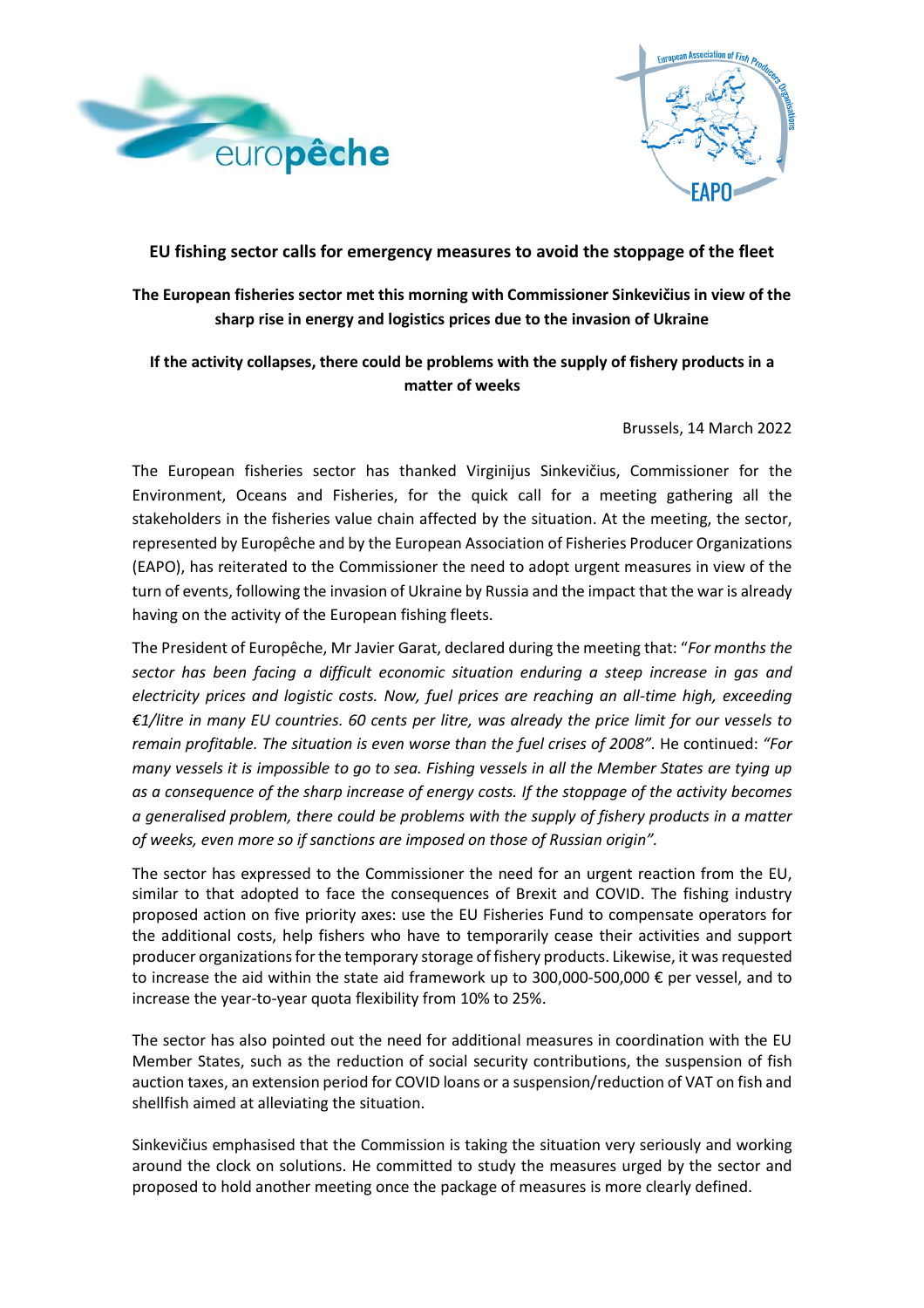# EU fishing sector calls for emergency measures to avoid the stoppage of the fleet

**The European fisheries sector met this morning with Commissioner Sinkevičius in view of the sharp rise in energy and logistics prices due to the invasion of Ukraine**

**If the activity collapses, there could be problems with the supply of fishery products in a matter of weeks**

Brussels, 14 March 2022

The European fisheries sector has thanked Virginijus Sinkevičius, Commissioner for the Environment, Oceans and Fisheries, for the quick call for a meeting gathering all the stakeholders in the fisheries value chain affected by the situation. At the meeting, the sector, represented by Europêche and by the European Association of Fisheries Producer Organizations (EAPO), has reiterated to the Commissioner the need to adopt urgent measures in view of the turn of events, following the invasion of Ukraine by Russia and the impact that the war is already having on the activity of the European fishing fleets.

The President of Europêche, Mr Javier Garat, declared during the meeting that: "*For months the sector has been facing a difficult economic situation enduring a steep increase in gas and electricity prices and logistic costs. Now, fuel prices are reaching an all-time high, exceeding €1/litre in many EU countries. 60 cents per litre, was already the price limit for our vessels to remain profitable. The situation is even worse than the fuel crises of 2008"*. He continued: *"For many vessels it is impossible to go to sea. Fishing vessels in all the Member States are tying up as a consequence of the sharp increase of energy costs. If the stoppage of the activity becomes a generalised problem, there could be problems with the supply of fishery products in a matter of weeks, even more so if sanctions are imposed on those of Russian origin"*.

The sector has expressed to the Commissioner the need for an urgent reaction from the EU, similar to that adopted to face the consequences of Brexit and COVID. The fishing industry proposed action on five priority axes: use the EU Fisheries Fund to compensate operators for the additional costs, help fishers who have to temporarily cease their activities and support producer organizations for the temporary storage of fishery products. Likewise, it was requested to increase the aid within the state aid framework up to 300,000-500,000 € per vessel, and to increase the year-to-year quota flexibility from 10% to 25%.

The sector has also pointed out the need for additional measures in coordination with the EU Member States, such as the reduction of social security contributions, the suspension of fish auction taxes, an extension period for COVID loans or a suspension/reduction of VAT on fish and shellfish aimed at alleviating the situation.

Sinkevičius emphasised that the Commission is taking the situation very seriously and working around the clock on solutions. He committed to study the measures urged by the sector and proposed to hold another meeting once the package of measures is more clearly defined.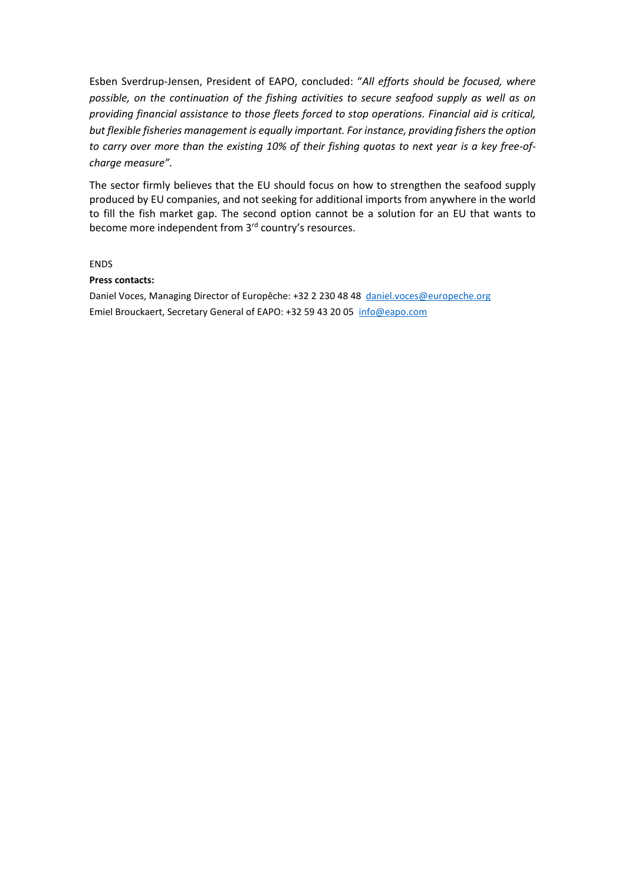Esben Sverdrup-Jensen, President of EAPO, concluded: "*All efforts should be focused, where possible, on the continuation of the fishing activities to secure seafood supply as well as on providing financial assistance to those fleets forced to stop operations. Financial aid is critical, but flexible fisheries management is equally important. For instance, providing fishers the option to carry over more than the existing 10% of their fishing quotas to next year is a key free-of-charge measure".*

The sector firmly believes that the EU should focus on how to strengthen the seafood supply produced by EU companies, and not seeking for additional imports from anywhere in the world to fill the fish market gap. The second option cannot be a solution for an EU that wants to become more independent from 3rd country's resources.

ENDS

**Press contacts:**

Daniel Voces, Managing Director of Europêche: +32 2 230 48 48 daniel.voces@europeche.org
Emiel Brouckaert, Secretary General of EAPO: +32 59 43 20 05 info@eapo.com